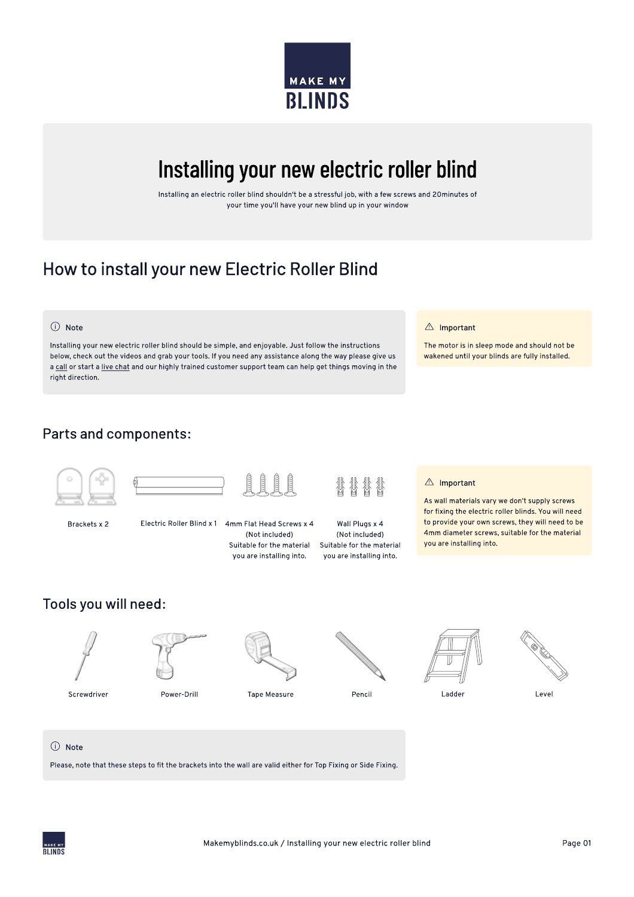MAKE MY BLINDS

# Installing your new electric roller blind

Installing an electric roller blind shouldn't be a stressful job, with a few screws and 20minutes of your time you'll have your new blind up in your window

## How to install your new Electric Roller Blind

> **Note**
>
> Installing your new electric roller blind should be simple, and enjoyable. Just follow the instructions below, check out the videos and grab your tools. If you need any assistance along the way please give us a call or start a live chat and our highly trained customer support team can help get things moving in the right direction.

> **Important**
>
> The motor is in sleep mode and should not be wakened until your blinds are fully installed.

### Parts and components:

- Brackets x 2
- Electric Roller Blind x 1
- 4mm Flat Head Screws x 4 (Not included) Suitable for the material you are installing into.
- Wall Plugs x 4 (Not included) Suitable for the material you are installing into.

> **Important**
>
> As wall materials vary we don't supply screws for fixing the electric roller blinds. You will need to provide your own screws, they will need to be 4mm diameter screws, suitable for the material you are installing into.

### Tools you will need:

- Screwdriver
- Power-Drill
- Tape Measure
- Pencil
- Ladder
- Level

> **Note**
>
> Please, note that these steps to fit the brackets into the wall are valid either for Top Fixing or Side Fixing.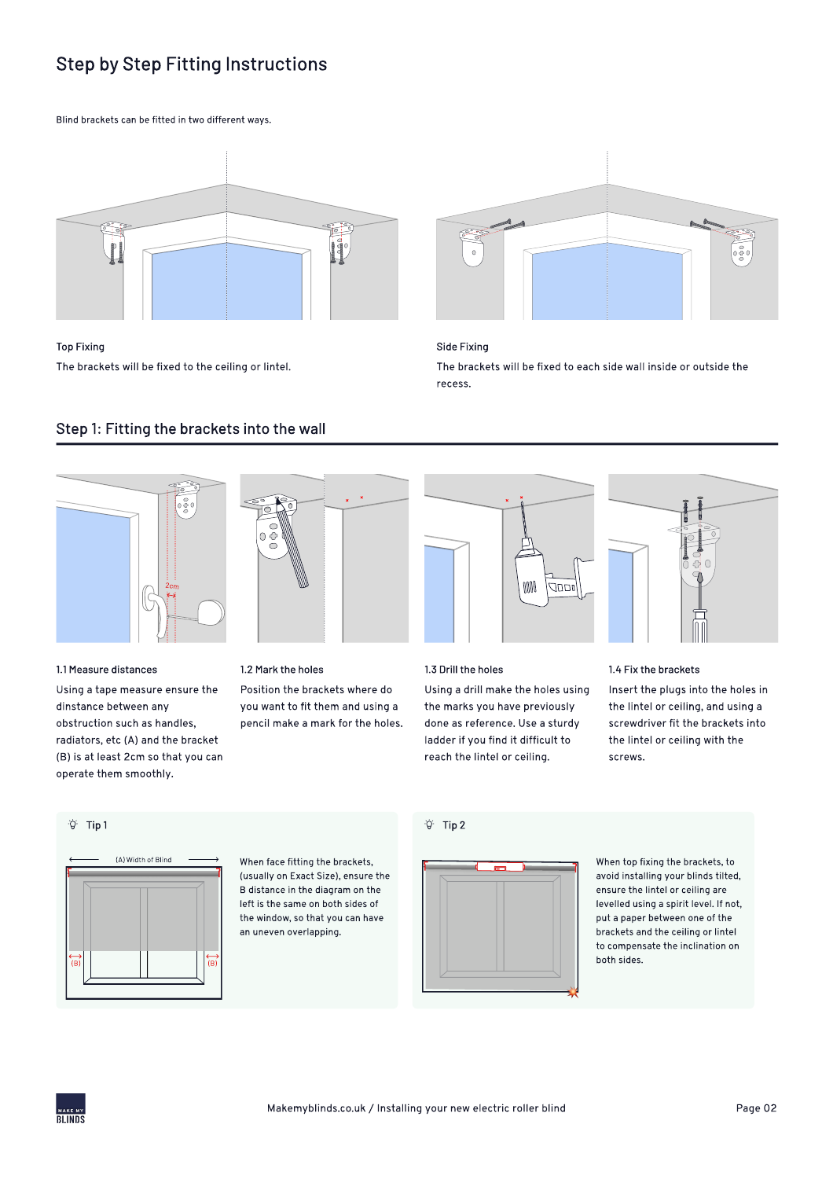# Step by Step Fitting Instructions

Blind brackets can be fitted in two different ways.

### Top Fixing

The brackets will be fixed to the ceiling or lintel.

### Side Fixing

The brackets will be fixed to each side wall inside or outside the recess.

## Step 1: Fitting the brackets into the wall

### 1.1 Measure distances

Using a tape measure ensure the dinstance between any obstruction such as handles, radiators, etc (A) and the bracket (B) is at least 2cm so that you can operate them smoothly.

### 1.2 Mark the holes

Position the brackets where do you want to fit them and using a pencil make a mark for the holes.

### 1.3 Drill the holes

Using a drill make the holes using the marks you have previously done as reference. Use a sturdy ladder if you find it difficult to reach the lintel or ceiling.

### 1.4 Fix the brackets

Insert the plugs into the holes in the lintel or ceiling, and using a screwdriver fit the brackets into the lintel or ceiling with the screws.

### Tip 1

(A) Width of Blind

When face fitting the brackets, (usually on Exact Size), ensure the B distance in the diagram on the left is the same on both sides of the window, so that you can have an uneven overlapping.

### Tip 2

When top fixing the brackets, to avoid installing your blinds tilted, ensure the lintel or ceiling are levelled using a spirit level. If not, put a paper between one of the brackets and the ceiling or lintel to compensate the inclination on both sides.

Makemyblinds.co.uk / Installing your new electric roller blind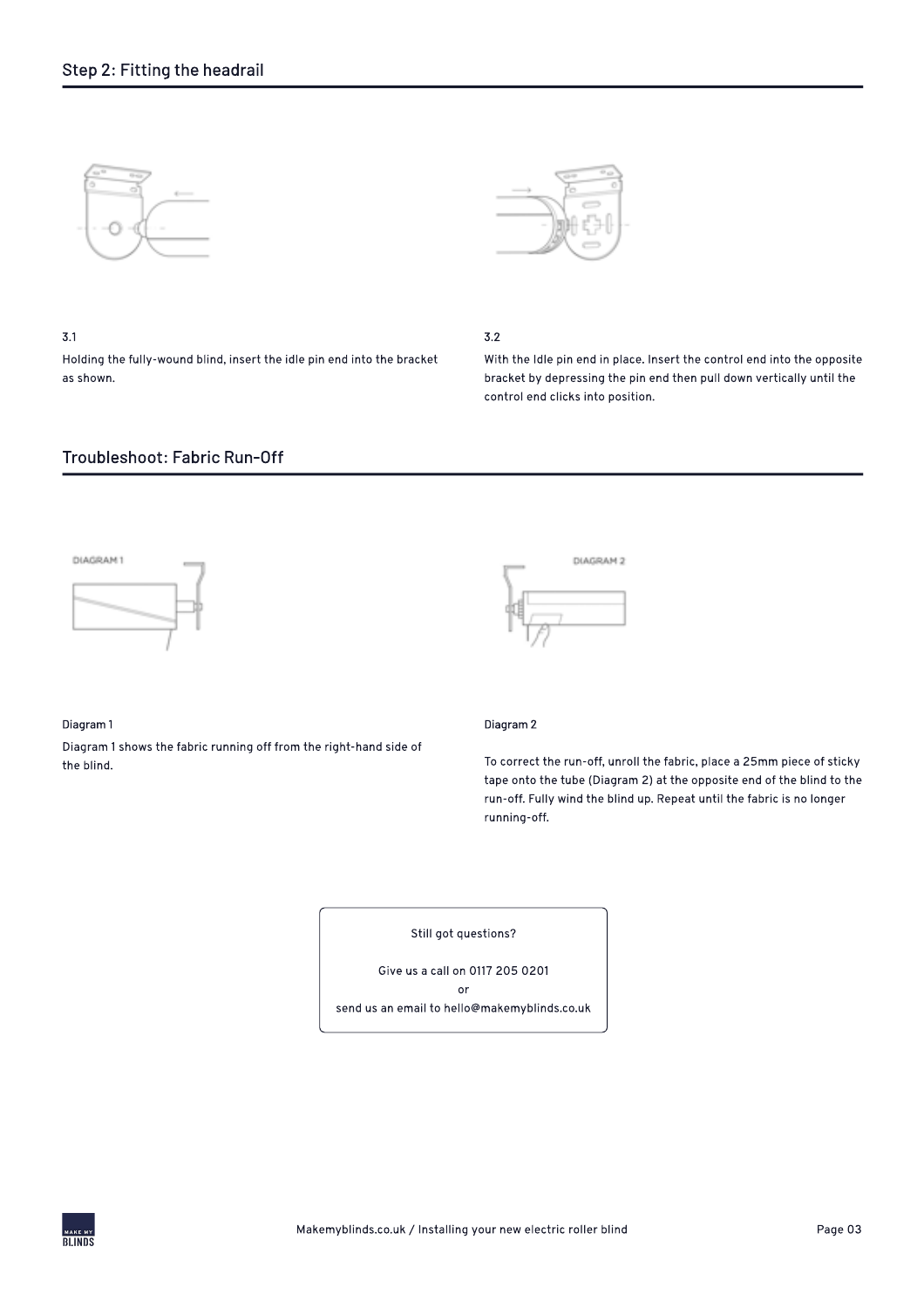## Step 2: Fitting the headrail

3.1

Holding the fully-wound blind, insert the idle pin end into the bracket as shown.

3.2

With the Idle pin end in place. Insert the control end into the opposite bracket by depressing the pin end then pull down vertically until the control end clicks into position.

## Troubleshoot: Fabric Run-Off

DIAGRAM 1

DIAGRAM 2

Diagram 1

Diagram 1 shows the fabric running off from the right-hand side of the blind.

Diagram 2

To correct the run-off, unroll the fabric, place a 25mm piece of sticky tape onto the tube (Diagram 2) at the opposite end of the blind to the run-off. Fully wind the blind up. Repeat until the fabric is no longer running-off.

Still got questions?

Give us a call on 0117 205 0201
or
send us an email to hello@makemyblinds.co.uk